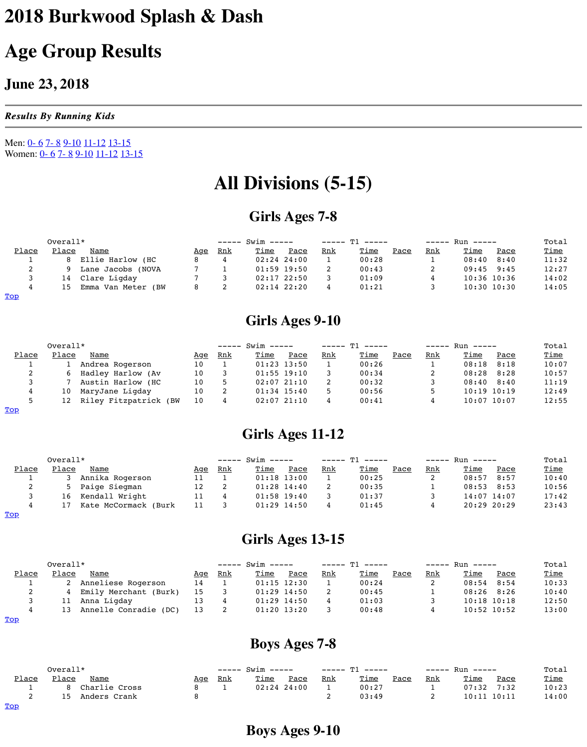// 2018 Burkwood Splash & Dash
# 2018 Burkwood Splash & Dash

# Age Group Results

## June 23, 2018

***Results By Running Kids***

Men: 0- 6 7- 8 9-10 11-12 13-15
Women: 0- 6 7- 8 9-10 11-12 13-15

# All Divisions (5-15)

## Girls Ages 7-8

| Place | Overall* Place | Name | Age | Swim Rnk | Swim Time | Swim Pace | T1 Rnk | T1 Time | T1 Pace | Run Rnk | Run Time | Run Pace | Total Time |
|---|---|---|---|---|---|---|---|---|---|---|---|---|---|
| 1 | 8 | Ellie Harlow (HC | 8 | 4 | 02:24 | 24:00 | 1 | 00:28 | | 1 | 08:40 | 8:40 | 11:32 |
| 2 | 9 | Lane Jacobs (NOVA | 7 | 1 | 01:59 | 19:50 | 2 | 00:43 | | 2 | 09:45 | 9:45 | 12:27 |
| 3 | 14 | Clare Ligday | 7 | 3 | 02:17 | 22:50 | 3 | 01:09 | | 4 | 10:36 | 10:36 | 14:02 |
| 4 | 15 | Emma Van Meter (BW | 8 | 2 | 02:14 | 22:20 | 4 | 01:21 | | 3 | 10:30 | 10:30 | 14:05 |

Top

## Girls Ages 9-10

| Place | Overall* Place | Name | Age | Swim Rnk | Swim Time | Swim Pace | T1 Rnk | T1 Time | T1 Pace | Run Rnk | Run Time | Run Pace | Total Time |
|---|---|---|---|---|---|---|---|---|---|---|---|---|---|
| 1 | 1 | Andrea Rogerson | 10 | 1 | 01:23 | 13:50 | 1 | 00:26 | | 1 | 08:18 | 8:18 | 10:07 |
| 2 | 6 | Hadley Harlow (Av | 10 | 3 | 01:55 | 19:10 | 3 | 00:34 | | 2 | 08:28 | 8:28 | 10:57 |
| 3 | 7 | Austin Harlow (HC | 10 | 5 | 02:07 | 21:10 | 2 | 00:32 | | 3 | 08:40 | 8:40 | 11:19 |
| 4 | 10 | MaryJane Ligday | 10 | 2 | 01:34 | 15:40 | 5 | 00:56 | | 5 | 10:19 | 10:19 | 12:49 |
| 5 | 12 | Riley Fitzpatrick (BW | 10 | 4 | 02:07 | 21:10 | 4 | 00:41 | | 4 | 10:07 | 10:07 | 12:55 |

Top

## Girls Ages 11-12

| Place | Overall* Place | Name | Age | Swim Rnk | Swim Time | Swim Pace | T1 Rnk | T1 Time | T1 Pace | Run Rnk | Run Time | Run Pace | Total Time |
|---|---|---|---|---|---|---|---|---|---|---|---|---|---|
| 1 | 3 | Annika Rogerson | 11 | 1 | 01:18 | 13:00 | 1 | 00:25 | | 2 | 08:57 | 8:57 | 10:40 |
| 2 | 5 | Paige Siegman | 12 | 2 | 01:28 | 14:40 | 2 | 00:35 | | 1 | 08:53 | 8:53 | 10:56 |
| 3 | 16 | Kendall Wright | 11 | 4 | 01:58 | 19:40 | 3 | 01:37 | | 3 | 14:07 | 14:07 | 17:42 |
| 4 | 17 | Kate McCormack (Burk | 11 | 3 | 01:29 | 14:50 | 4 | 01:45 | | 4 | 20:29 | 20:29 | 23:43 |

Top

## Girls Ages 13-15

| Place | Overall* Place | Name | Age | Swim Rnk | Swim Time | Swim Pace | T1 Rnk | T1 Time | T1 Pace | Run Rnk | Run Time | Run Pace | Total Time |
|---|---|---|---|---|---|---|---|---|---|---|---|---|---|
| 1 | 2 | Anneliese Rogerson | 14 | 1 | 01:15 | 12:30 | 1 | 00:24 | | 2 | 08:54 | 8:54 | 10:33 |
| 2 | 4 | Emily Merchant (Burk) | 15 | 3 | 01:29 | 14:50 | 2 | 00:45 | | 1 | 08:26 | 8:26 | 10:40 |
| 3 | 11 | Anna Ligday | 13 | 4 | 01:29 | 14:50 | 4 | 01:03 | | 3 | 10:18 | 10:18 | 12:50 |
| 4 | 13 | Annelle Conradie (DC) | 13 | 2 | 01:20 | 13:20 | 3 | 00:48 | | 4 | 10:52 | 10:52 | 13:00 |

Top

## Boys Ages 7-8

| Place | Overall* Place | Name | Age | Swim Rnk | Swim Time | Swim Pace | T1 Rnk | T1 Time | T1 Pace | Run Rnk | Run Time | Run Pace | Total Time |
|---|---|---|---|---|---|---|---|---|---|---|---|---|---|
| 1 | 8 | Charlie Cross | 8 | 1 | 02:24 | 24:00 | 1 | 00:27 | | 1 | 07:32 | 7:32 | 10:23 |
| 2 | 15 | Anders Crank | 8 | | | | 2 | 03:49 | | 2 | 10:11 | 10:11 | 14:00 |

Top

## Boys Ages 9-10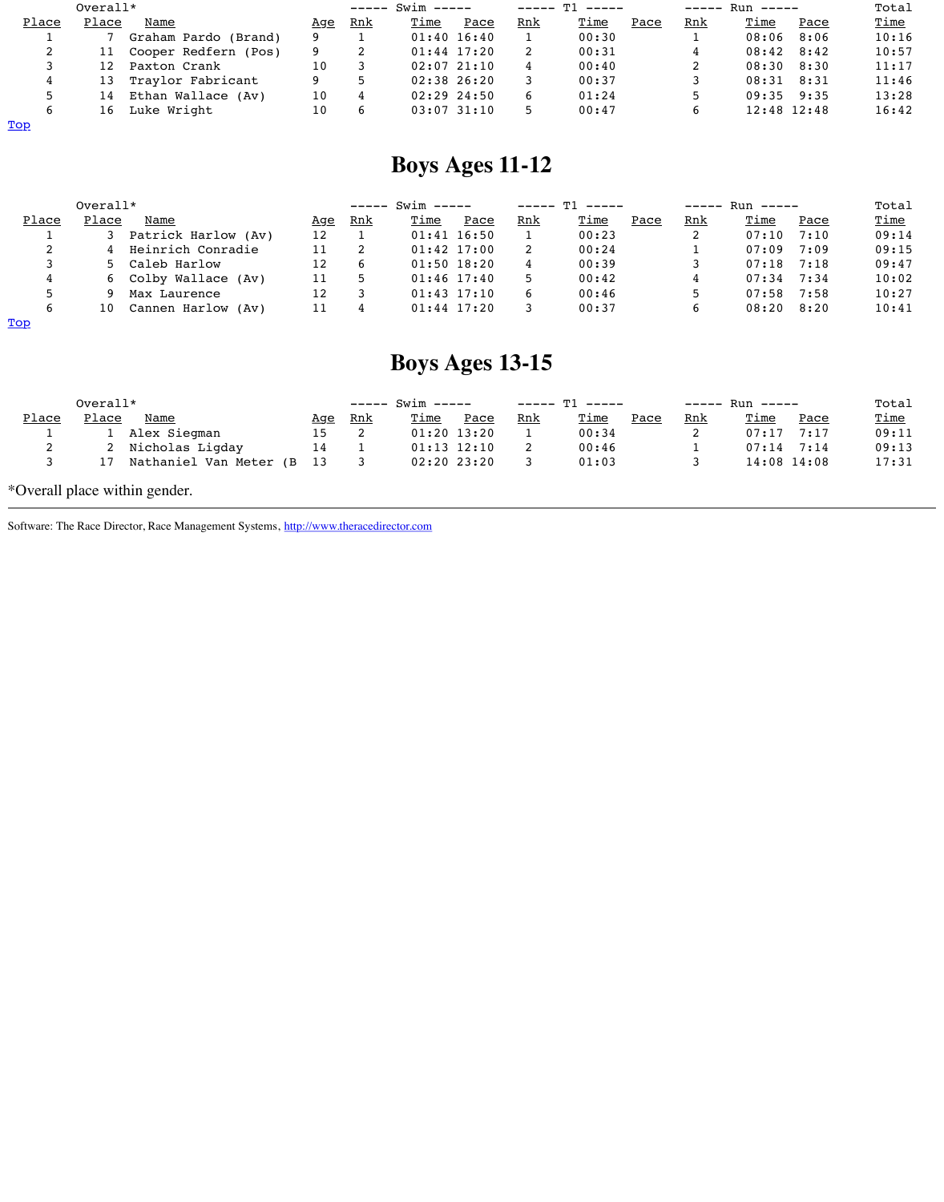| Place | Overall* Place | Name | Age | Swim Rnk | Swim Time | Swim Pace | T1 Rnk | T1 Time | T1 Pace | Run Rnk | Run Time | Run Pace | Total Time |
|---|---|---|---|---|---|---|---|---|---|---|---|---|---|
| 1 | 7 | Graham Pardo (Brand) | 9 | 1 | 01:40 | 16:40 | 1 | 00:30 | | 1 | 08:06 | 8:06 | 10:16 |
| 2 | 11 | Cooper Redfern (Pos) | 9 | 2 | 01:44 | 17:20 | 2 | 00:31 | | 4 | 08:42 | 8:42 | 10:57 |
| 3 | 12 | Paxton Crank | 10 | 3 | 02:07 | 21:10 | 4 | 00:40 | | 2 | 08:30 | 8:30 | 11:17 |
| 4 | 13 | Traylor Fabricant | 9 | 5 | 02:38 | 26:20 | 3 | 00:37 | | 3 | 08:31 | 8:31 | 11:46 |
| 5 | 14 | Ethan Wallace (Av) | 10 | 4 | 02:29 | 24:50 | 6 | 01:24 | | 5 | 09:35 | 9:35 | 13:28 |
| 6 | 16 | Luke Wright | 10 | 6 | 03:07 | 31:10 | 5 | 00:47 | | 6 | 12:48 | 12:48 | 16:42 |

Top

## Boys Ages 11-12

| Place | Overall* Place | Name | Age | Swim Rnk | Swim Time | Swim Pace | T1 Rnk | T1 Time | T1 Pace | Run Rnk | Run Time | Run Pace | Total Time |
|---|---|---|---|---|---|---|---|---|---|---|---|---|---|
| 1 | 3 | Patrick Harlow (Av) | 12 | 1 | 01:41 | 16:50 | 1 | 00:23 | | 2 | 07:10 | 7:10 | 09:14 |
| 2 | 4 | Heinrich Conradie | 11 | 2 | 01:42 | 17:00 | 2 | 00:24 | | 1 | 07:09 | 7:09 | 09:15 |
| 3 | 5 | Caleb Harlow | 12 | 6 | 01:50 | 18:20 | 4 | 00:39 | | 3 | 07:18 | 7:18 | 09:47 |
| 4 | 6 | Colby Wallace (Av) | 11 | 5 | 01:46 | 17:40 | 5 | 00:42 | | 4 | 07:34 | 7:34 | 10:02 |
| 5 | 9 | Max Laurence | 12 | 3 | 01:43 | 17:10 | 6 | 00:46 | | 5 | 07:58 | 7:58 | 10:27 |
| 6 | 10 | Cannen Harlow (Av) | 11 | 4 | 01:44 | 17:20 | 3 | 00:37 | | 6 | 08:20 | 8:20 | 10:41 |

Top

## Boys Ages 13-15

| Place | Overall* Place | Name | Age | Swim Rnk | Swim Time | Swim Pace | T1 Rnk | T1 Time | T1 Pace | Run Rnk | Run Time | Run Pace | Total Time |
|---|---|---|---|---|---|---|---|---|---|---|---|---|---|
| 1 | 1 | Alex Siegman | 15 | 2 | 01:20 | 13:20 | 1 | 00:34 | | 2 | 07:17 | 7:17 | 09:11 |
| 2 | 2 | Nicholas Ligday | 14 | 1 | 01:13 | 12:10 | 2 | 00:46 | | 1 | 07:14 | 7:14 | 09:13 |
| 3 | 17 | Nathaniel Van Meter (B | 13 | 3 | 02:20 | 23:20 | 3 | 01:03 | | 3 | 14:08 | 14:08 | 17:31 |

*Overall place within gender.

---

Software: The Race Director, Race Management Systems, http://www.theracedirector.com